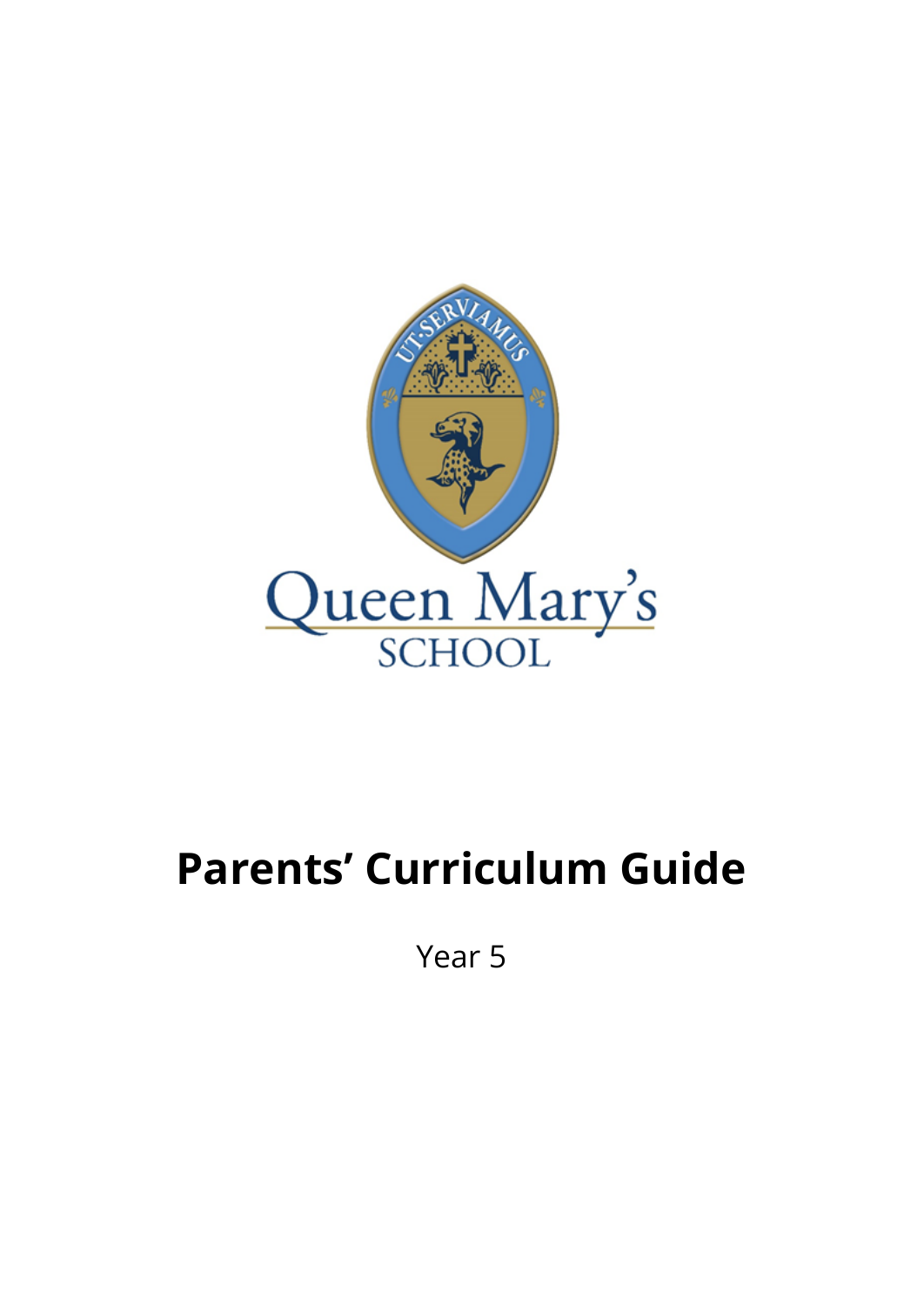# Parents' Curriculum Guide

Year 5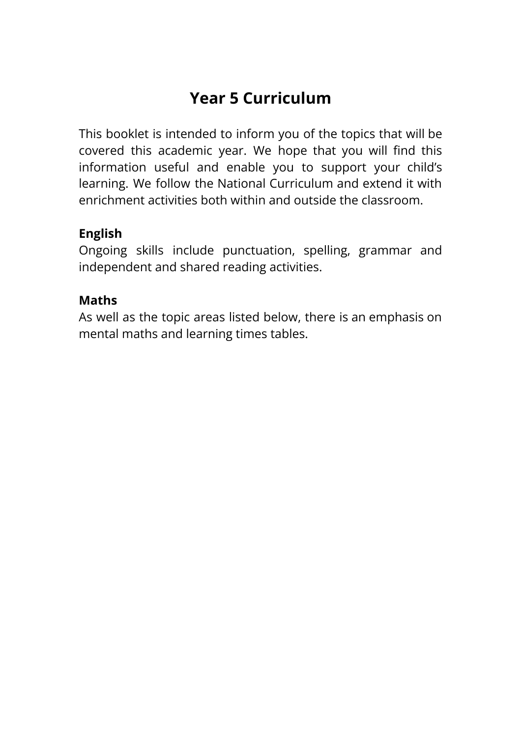# Year 5 Curriculum

This booklet is intended to inform you of the topics that will be covered this academic year. We hope that you will find this information useful and enable you to support your child's learning. We follow the National Curriculum and extend it with enrichment activities both within and outside the classroom.

**English**
Ongoing skills include punctuation, spelling, grammar and independent and shared reading activities.

**Maths**
As well as the topic areas listed below, there is an emphasis on mental maths and learning times tables.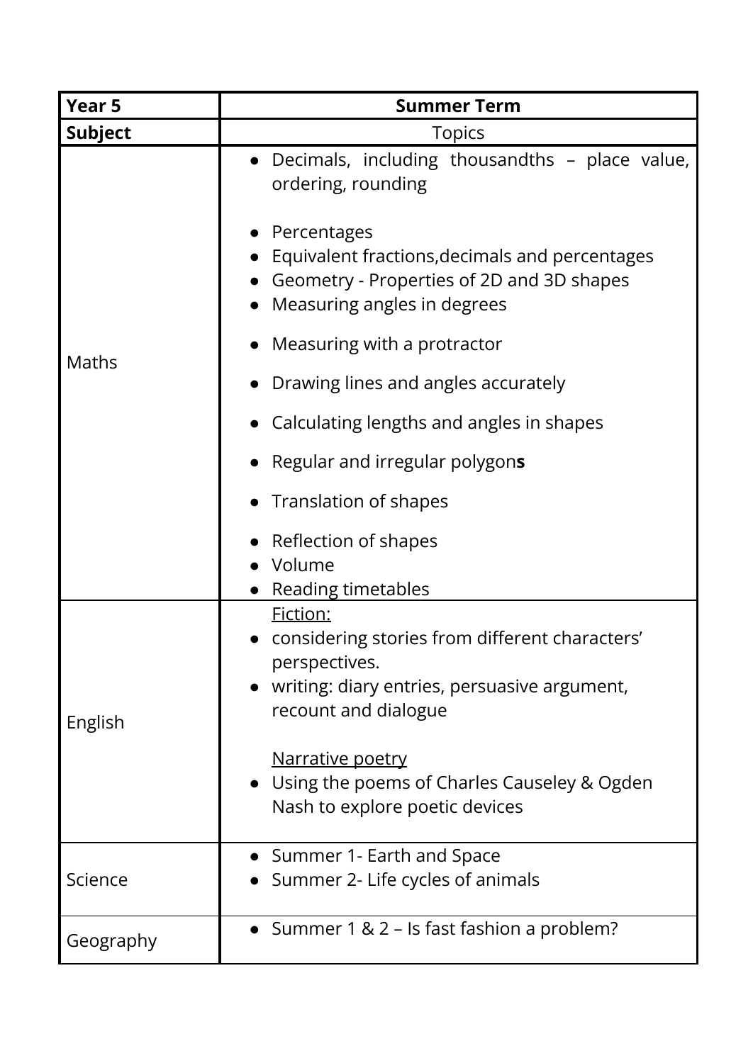| Year 5 | Summer Term |
| --- | --- |
| **Subject** | Topics |
| Maths | • Decimals, including thousandths – place value, ordering, rounding<br><br>• Percentages<br>• Equivalent fractions,decimals and percentages<br>• Geometry - Properties of 2D and 3D shapes<br>• Measuring angles in degrees<br>• Measuring with a protractor<br>• Drawing lines and angles accurately<br>• Calculating lengths and angles in shapes<br>• Regular and irregular polygon**s**<br>• Translation of shapes<br>• Reflection of shapes<br>• Volume<br>• Reading timetables |
| English | <u>Fiction:</u><br>• considering stories from different characters' perspectives.<br>• writing: diary entries, persuasive argument, recount and dialogue<br><br><u>Narrative poetry</u><br>• Using the poems of Charles Causeley & Ogden Nash to explore poetic devices |
| Science | • Summer 1- Earth and Space<br>• Summer 2- Life cycles of animals |
| Geography | • Summer 1 & 2 – Is fast fashion a problem? |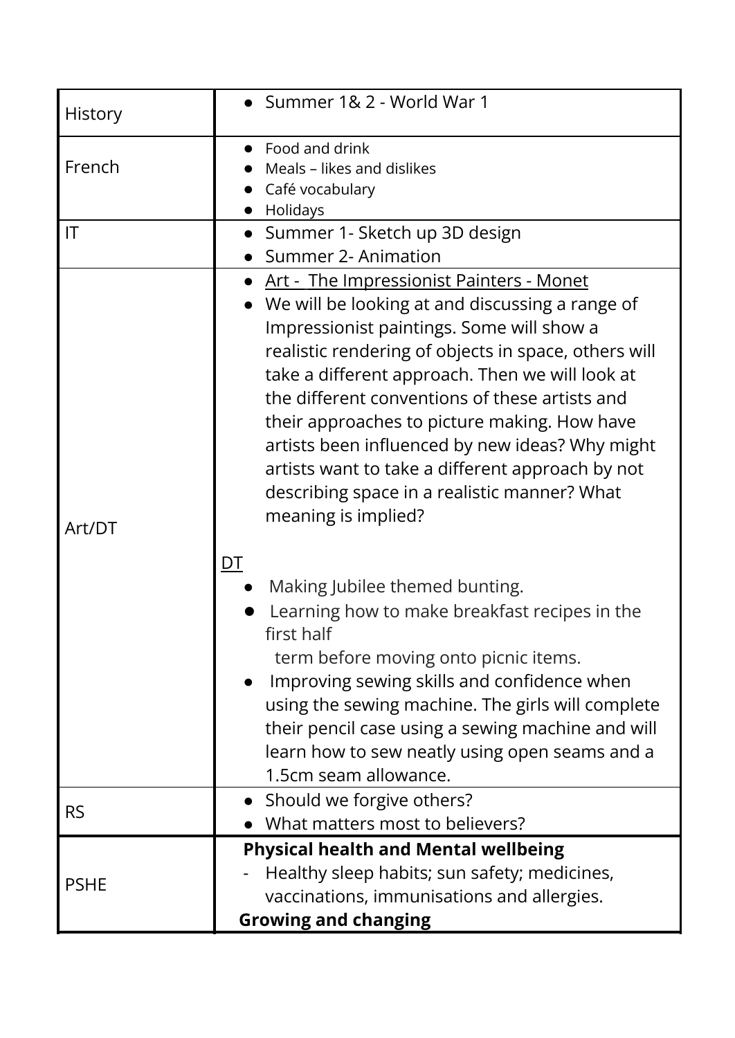| | |
|---|---|
| History | • Summer 1& 2 - World War 1 |
| French | • Food and drink<br>• Meals – likes and dislikes<br>• Café vocabulary<br>• Holidays |
| IT | • Summer 1- Sketch up 3D design<br>• Summer 2- Animation |
| Art/DT | • <u>Art - The Impressionist Painters - Monet</u><br>• We will be looking at and discussing a range of Impressionist paintings. Some will show a realistic rendering of objects in space, others will take a different approach. Then we will look at the different conventions of these artists and their approaches to picture making. How have artists been influenced by new ideas? Why might artists want to take a different approach by not describing space in a realistic manner? What meaning is implied?<br><br><u>DT</u><br>• Making Jubilee themed bunting.<br>• Learning how to make breakfast recipes in the first half term before moving onto picnic items.<br>• Improving sewing skills and confidence when using the sewing machine. The girls will complete their pencil case using a sewing machine and will learn how to sew neatly using open seams and a 1.5cm seam allowance. |
| RS | • Should we forgive others?<br>• What matters most to believers? |
| PSHE | **Physical health and Mental wellbeing**<br>- Healthy sleep habits; sun safety; medicines, vaccinations, immunisations and allergies.<br>**Growing and changing** |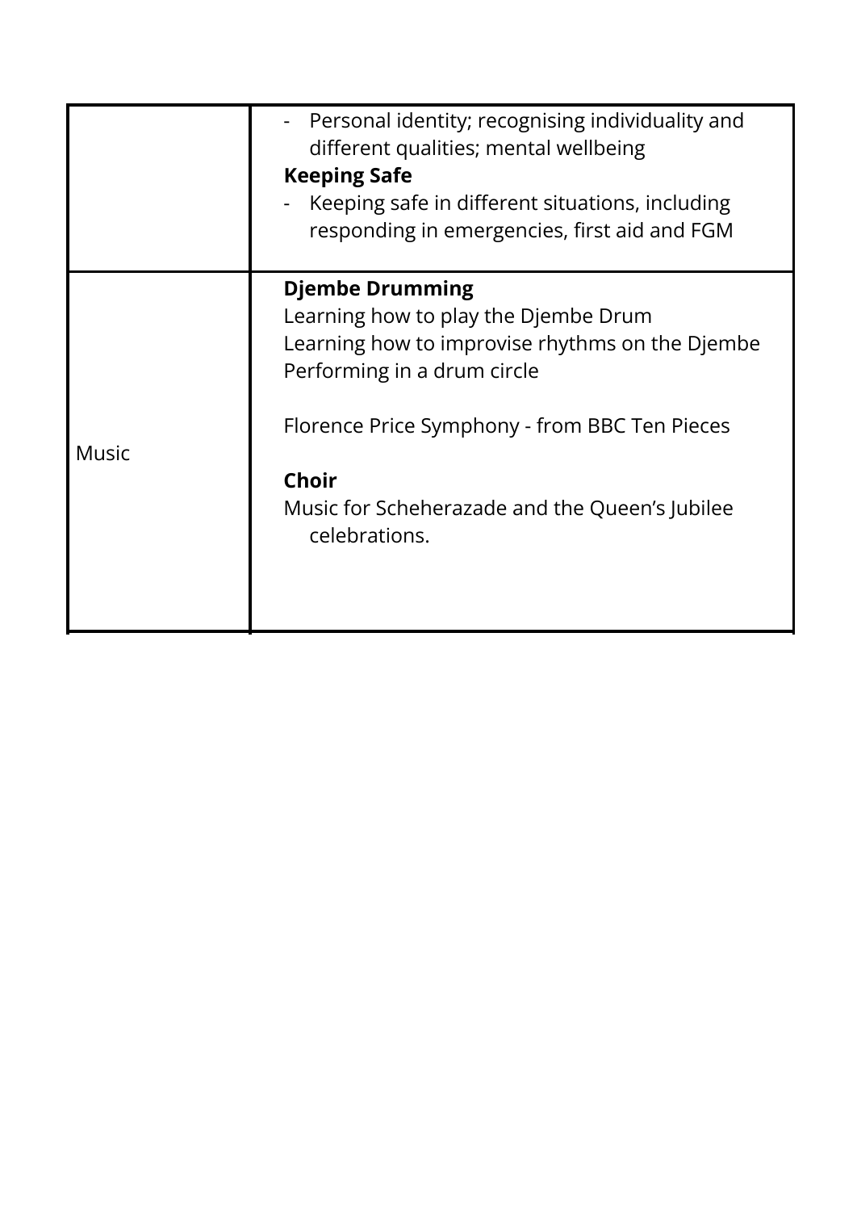| | |
|---|---|
| | - Personal identity; recognising individuality and different qualities; mental wellbeing<br>**Keeping Safe**<br>- Keeping safe in different situations, including responding in emergencies, first aid and FGM |
| Music | **Djembe Drumming**<br>Learning how to play the Djembe Drum<br>Learning how to improvise rhythms on the Djembe<br>Performing in a drum circle<br><br>Florence Price Symphony - from BBC Ten Pieces<br><br>**Choir**<br>Music for Scheherazade and the Queen's Jubilee celebrations. |